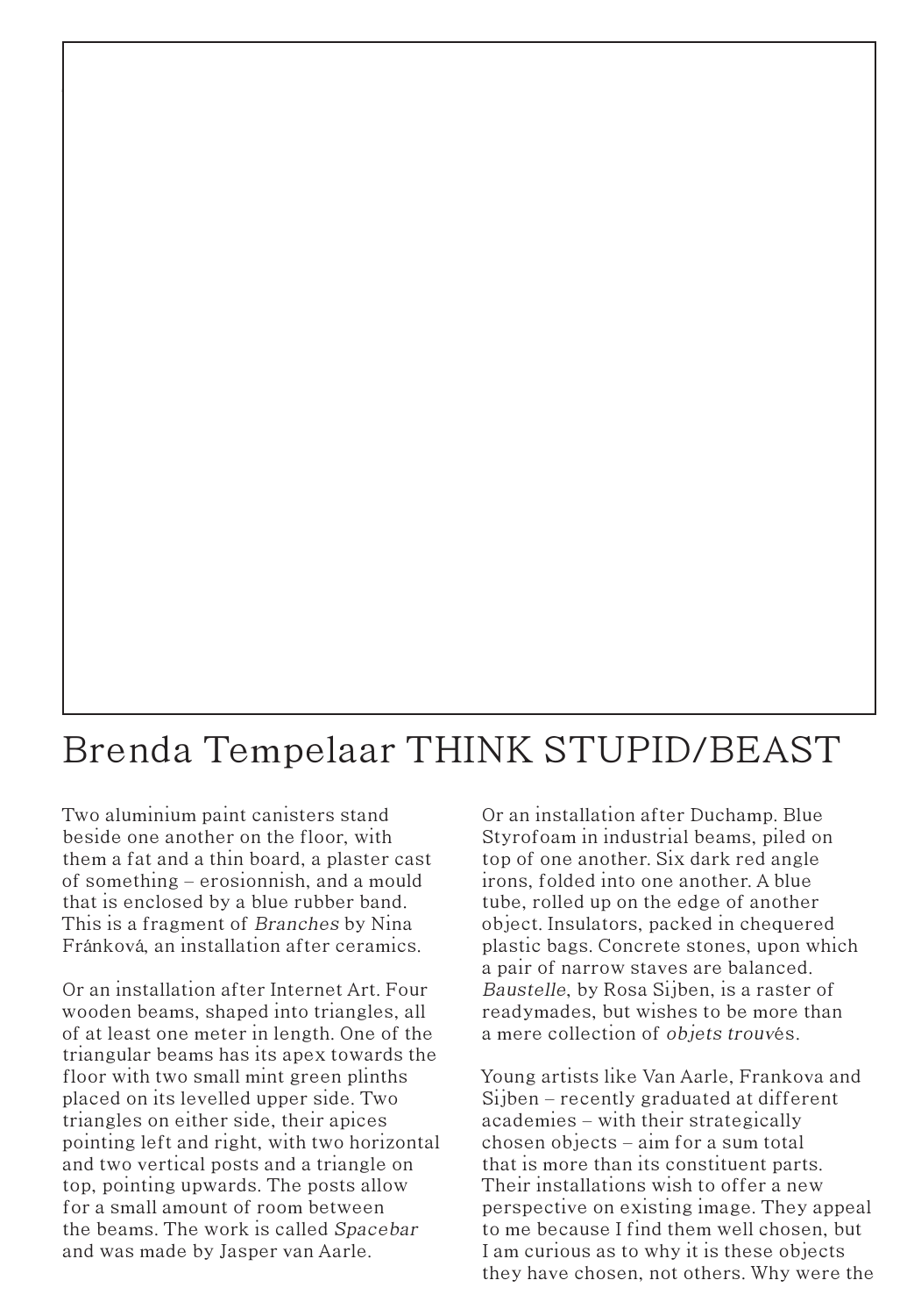# Brenda Tempelaar THINK STUPID/BEAST

Two aluminium paint canisters stand beside one another on the floor, with them a fat and a thin board, a plaster cast of something – erosionnish, and a mould that is enclosed by a blue rubber band. This is a fragment of *Branches* by Nina Fránková, an installation after ceramics.

Or an installation after Internet Art. Four wooden beams, shaped into triangles, all of at least one meter in length. One of the triangular beams has its apex towards the floor with two small mint green plinths placed on its levelled upper side. Two triangles on either side, their apices pointing left and right, with two horizontal and two vertical posts and a triangle on top, pointing upwards. The posts allow for a small amount of room between the beams. The work is called *Spacebar* and was made by Jasper van Aarle.

Or an installation after Duchamp. Blue Styrofoam in industrial beams, piled on top of one another. Six dark red angle irons, folded into one another. A blue tube, rolled up on the edge of another object. Insulators, packed in chequered plastic bags. Concrete stones, upon which a pair of narrow staves are balanced. *Baustelle*, by Rosa Sijben, is a raster of readymades, but wishes to be more than a mere collection of *objets trouvé*s.

Young artists like Van Aarle, Frankova and Sijben – recently graduated at different academies – with their strategically chosen objects – aim for a sum total that is more than its constituent parts. Their installations wish to offer a new perspective on existing image. They appeal to me because I find them well chosen, but I am curious as to why it is these objects they have chosen, not others. Why were the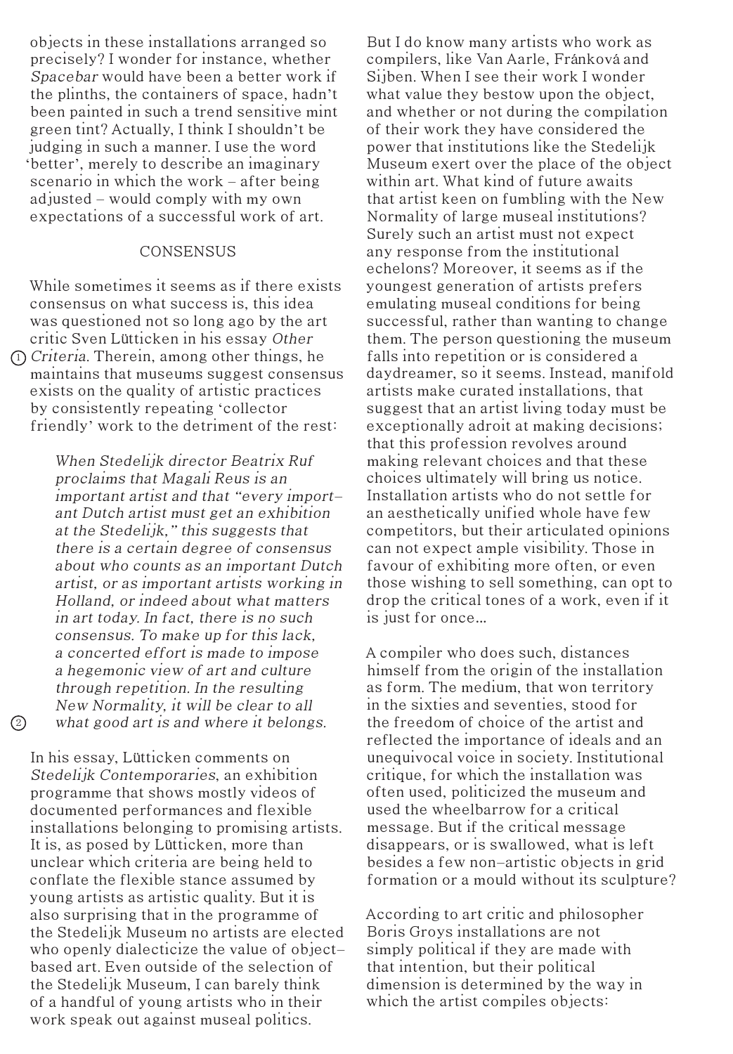objects in these installations arranged so precisely? I wonder for instance, whether *Spacebar* would have been a better work if the plinths, the containers of space, hadn't been painted in such a trend sensitive mint green tint? Actually, I think I shouldn't be judging in such a manner. I use the word 'better', merely to describe an imaginary scenario in which the work – after being adjusted – would comply with my own expectations of a successful work of art.

## CONSENSUS

While sometimes it seems as if there exists consensus on what success is, this idea was questioned not so long ago by the art critic Sven Lütticken in his essay *Other Criteria*.[1] Therein, among other things, he maintains that museums suggest consensus exists on the quality of artistic practices by consistently repeating 'collector friendly' work to the detriment of the rest:

> *When Stedelijk director Beatrix Ruf proclaims that Magali Reus is an important artist and that "every important Dutch artist must get an exhibition at the Stedelijk," this suggests that there is a certain degree of consensus about who counts as an important Dutch artist, or as important artists working in Holland, or indeed about what matters in art today. In fact, there is no such consensus. To make up for this lack, a concerted effort is made to impose a hegemonic view of art and culture through repetition. In the resulting New Normality, it will be clear to all what good art is and where it belongs.*[2]

In his essay, Lütticken comments on *Stedelijk Contemporaries*, an exhibition programme that shows mostly videos of documented performances and flexible installations belonging to promising artists. It is, as posed by Lütticken, more than unclear which criteria are being held to conflate the flexible stance assumed by young artists as artistic quality. But it is also surprising that in the programme of the Stedelijk Museum no artists are elected who openly dialecticize the value of object-based art. Even outside of the selection of the Stedelijk Museum, I can barely think of a handful of young artists who in their work speak out against museal politics.

But I do know many artists who work as compilers, like Van Aarle, Fránková and Sijben. When I see their work I wonder what value they bestow upon the object, and whether or not during the compilation of their work they have considered the power that institutions like the Stedelijk Museum exert over the place of the object within art. What kind of future awaits that artist keen on fumbling with the New Normality of large museal institutions? Surely such an artist must not expect any response from the institutional echelons? Moreover, it seems as if the youngest generation of artists prefers emulating museal conditions for being successful, rather than wanting to change them. The person questioning the museum falls into repetition or is considered a daydreamer, so it seems. Instead, manifold artists make curated installations, that suggest that an artist living today must be exceptionally adroit at making decisions; that this profession revolves around making relevant choices and that these choices ultimately will bring us notice. Installation artists who do not settle for an aesthetically unified whole have few competitors, but their articulated opinions can not expect ample visibility. Those in favour of exhibiting more often, or even those wishing to sell something, can opt to drop the critical tones of a work, even if it is just for once…

A compiler who does such, distances himself from the origin of the installation as form. The medium, that won territory in the sixties and seventies, stood for the freedom of choice of the artist and reflected the importance of ideals and an unequivocal voice in society. Institutional critique, for which the installation was often used, politicized the museum and used the wheelbarrow for a critical message. But if the critical message disappears, or is swallowed, what is left besides a few non-artistic objects in grid formation or a mould without its sculpture?

According to art critic and philosopher Boris Groys installations are not simply political if they are made with that intention, but their political dimension is determined by the way in which the artist compiles objects: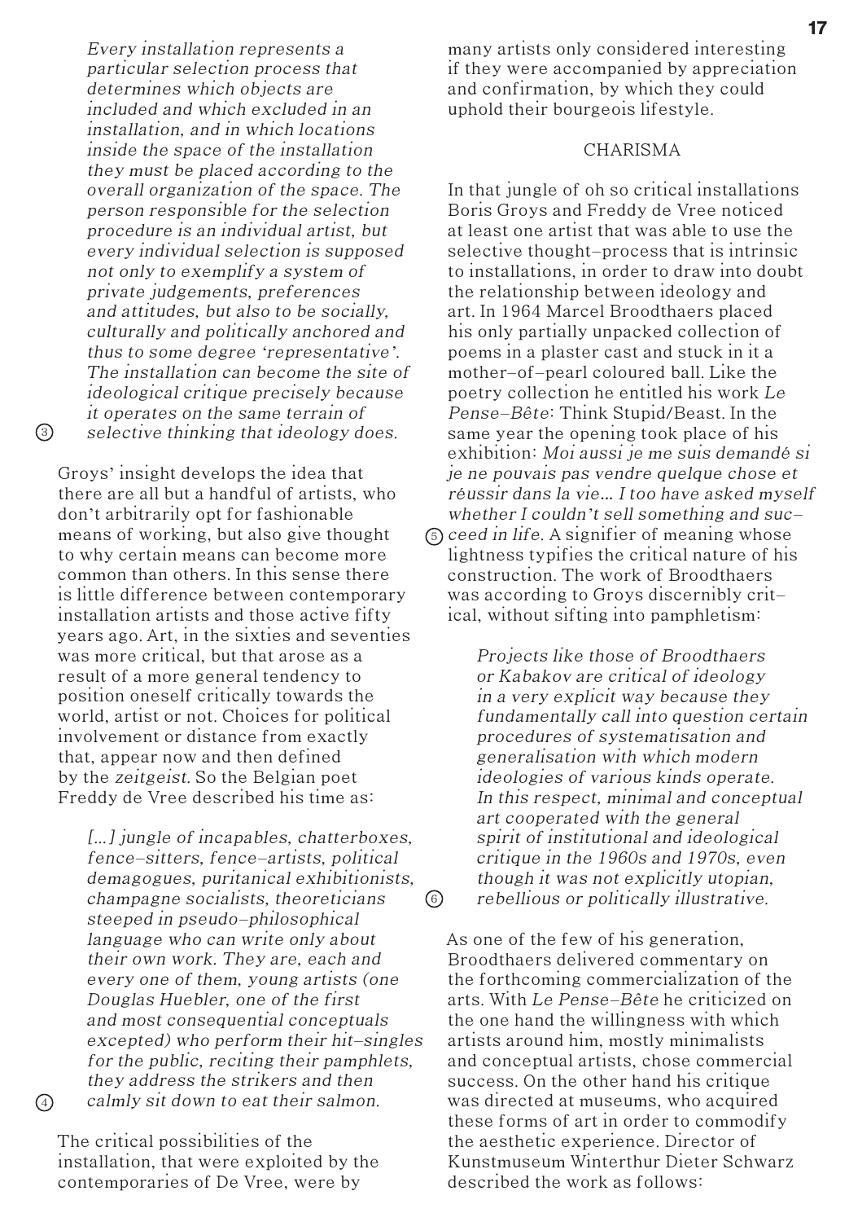> *Every installation represents a particular selection process that determines which objects are included and which excluded in an installation, and in which locations inside the space of the installation they must be placed according to the overall organization of the space. The person responsible for the selection procedure is an individual artist, but every individual selection is supposed not only to exemplify a system of private judgements, preferences and attitudes, but also to be socially, culturally and politically anchored and thus to some degree 'representative'. The installation can become the site of ideological critique precisely because it operates on the same terrain of selective thinking that ideology does.* ③

Groys' insight develops the idea that there are all but a handful of artists, who don't arbitrarily opt for fashionable means of working, but also give thought to why certain means can become more common than others. In this sense there is little difference between contemporary installation artists and those active fifty years ago. Art, in the sixties and seventies was more critical, but that arose as a result of a more general tendency to position oneself critically towards the world, artist or not. Choices for political involvement or distance from exactly that, appear now and then defined by the *zeitgeist*. So the Belgian poet Freddy de Vree described his time as:

> *[...] jungle of incapables, chatterboxes, fence-sitters, fence-artists, political demagogues, puritanical exhibitionists, champagne socialists, theoreticians steeped in pseudo-philosophical language who can write only about their own work. They are, each and every one of them, young artists (one Douglas Huebler, one of the first and most consequential conceptuals excepted) who perform their hit-singles for the public, reciting their pamphlets, they address the strikers and then calmly sit down to eat their salmon.* ④

The critical possibilities of the installation, that were exploited by the contemporaries of De Vree, were by many artists only considered interesting if they were accompanied by appreciation and confirmation, by which they could uphold their bourgeois lifestyle.

## CHARISMA

In that jungle of oh so critical installations Boris Groys and Freddy de Vree noticed at least one artist that was able to use the selective thought-process that is intrinsic to installations, in order to draw into doubt the relationship between ideology and art. In 1964 Marcel Broodthaers placed his only partially unpacked collection of poems in a plaster cast and stuck in it a mother-of-pearl coloured ball. Like the poetry collection he entitled his work *Le Pense-Bête*: Think Stupid/Beast. In the same year the opening took place of his exhibition: *Moi aussi je me suis demandé si je ne pouvais pas vendre quelque chose et réussir dans la vie... I too have asked myself whether I couldn't sell something and succeed in life.* ⑤ A signifier of meaning whose lightness typifies the critical nature of his construction. The work of Broodthaers was according to Groys discernibly critical, without sifting into pamphletism:

> *Projects like those of Broodthaers or Kabakov are critical of ideology in a very explicit way because they fundamentally call into question certain procedures of systematisation and generalisation with which modern ideologies of various kinds operate. In this respect, minimal and conceptual art cooperated with the general spirit of institutional and ideological critique in the 1960s and 1970s, even though it was not explicitly utopian, rebellious or politically illustrative.* ⑥

As one of the few of his generation, Broodthaers delivered commentary on the forthcoming commercialization of the arts. With *Le Pense-Bête* he criticized on the one hand the willingness with which artists around him, mostly minimalists and conceptual artists, chose commercial success. On the other hand his critique was directed at museums, who acquired these forms of art in order to commodify the aesthetic experience. Director of Kunstmuseum Winterthur Dieter Schwarz described the work as follows: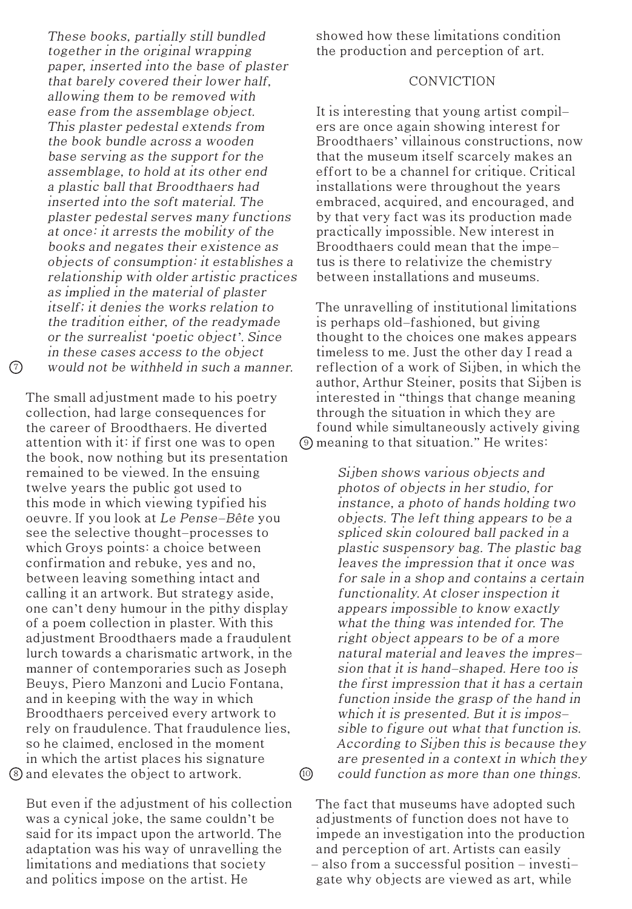*These books, partially still bundled together in the original wrapping paper, inserted into the base of plaster that barely covered their lower half, allowing them to be removed with ease from the assemblage object. This plaster pedestal extends from the book bundle across a wooden base serving as the support for the assemblage, to hold at its other end a plastic ball that Broodthaers had inserted into the soft material. The plaster pedestal serves many functions at once: it arrests the mobility of the books and negates their existence as objects of consumption: it establishes a relationship with older artistic practices as implied in the material of plaster itself; it denies the works relation to the tradition either, of the readymade or the surrealist 'poetic object'. Since in these cases access to the object would not be withheld in such a manner.* (7)

The small adjustment made to his poetry collection, had large consequences for the career of Broodthaers. He diverted attention with it: if first one was to open the book, now nothing but its presentation remained to be viewed. In the ensuing twelve years the public got used to this mode in which viewing typified his oeuvre. If you look at *Le Pense–Bête* you see the selective thought–processes to which Groys points: a choice between confirmation and rebuke, yes and no, between leaving something intact and calling it an artwork. But strategy aside, one can't deny humour in the pithy display of a poem collection in plaster. With this adjustment Broodthaers made a fraudulent lurch towards a charismatic artwork, in the manner of contemporaries such as Joseph Beuys, Piero Manzoni and Lucio Fontana, and in keeping with the way in which Broodthaers perceived every artwork to rely on fraudulence. That fraudulence lies, so he claimed, enclosed in the moment in which the artist places his signature and elevates the object to artwork. (8)

But even if the adjustment of his collection was a cynical joke, the same couldn't be said for its impact upon the artworld. The adaptation was his way of unravelling the limitations and mediations that society and politics impose on the artist. He showed how these limitations condition the production and perception of art.

## CONVICTION

It is interesting that young artist compilers are once again showing interest for Broodthaers' villainous constructions, now that the museum itself scarcely makes an effort to be a channel for critique. Critical installations were throughout the years embraced, acquired, and encouraged, and by that very fact was its production made practically impossible. New interest in Broodthaers could mean that the impetus is there to relativize the chemistry between installations and museums.

The unravelling of institutional limitations is perhaps old–fashioned, but giving thought to the choices one makes appears timeless to me. Just the other day I read a reflection of a work of Sijben, in which the author, Arthur Steiner, posits that Sijben is interested in "things that change meaning through the situation in which they are found while simultaneously actively giving meaning to that situation." (9) He writes:

*Sijben shows various objects and photos of objects in her studio, for instance, a photo of hands holding two objects. The left thing appears to be a spliced skin coloured ball packed in a plastic suspensory bag. The plastic bag leaves the impression that it once was for sale in a shop and contains a certain functionality. At closer inspection it appears impossible to know exactly what the thing was intended for. The right object appears to be of a more natural material and leaves the impression that it is hand–shaped. Here too is the first impression that it has a certain function inside the grasp of the hand in which it is presented. But it is impossible to figure out what that function is. According to Sijben this is because they are presented in a context in which they could function as more than one things.* (10)

The fact that museums have adopted such adjustments of function does not have to impede an investigation into the production and perception of art. Artists can easily – also from a successful position – investigate why objects are viewed as art, while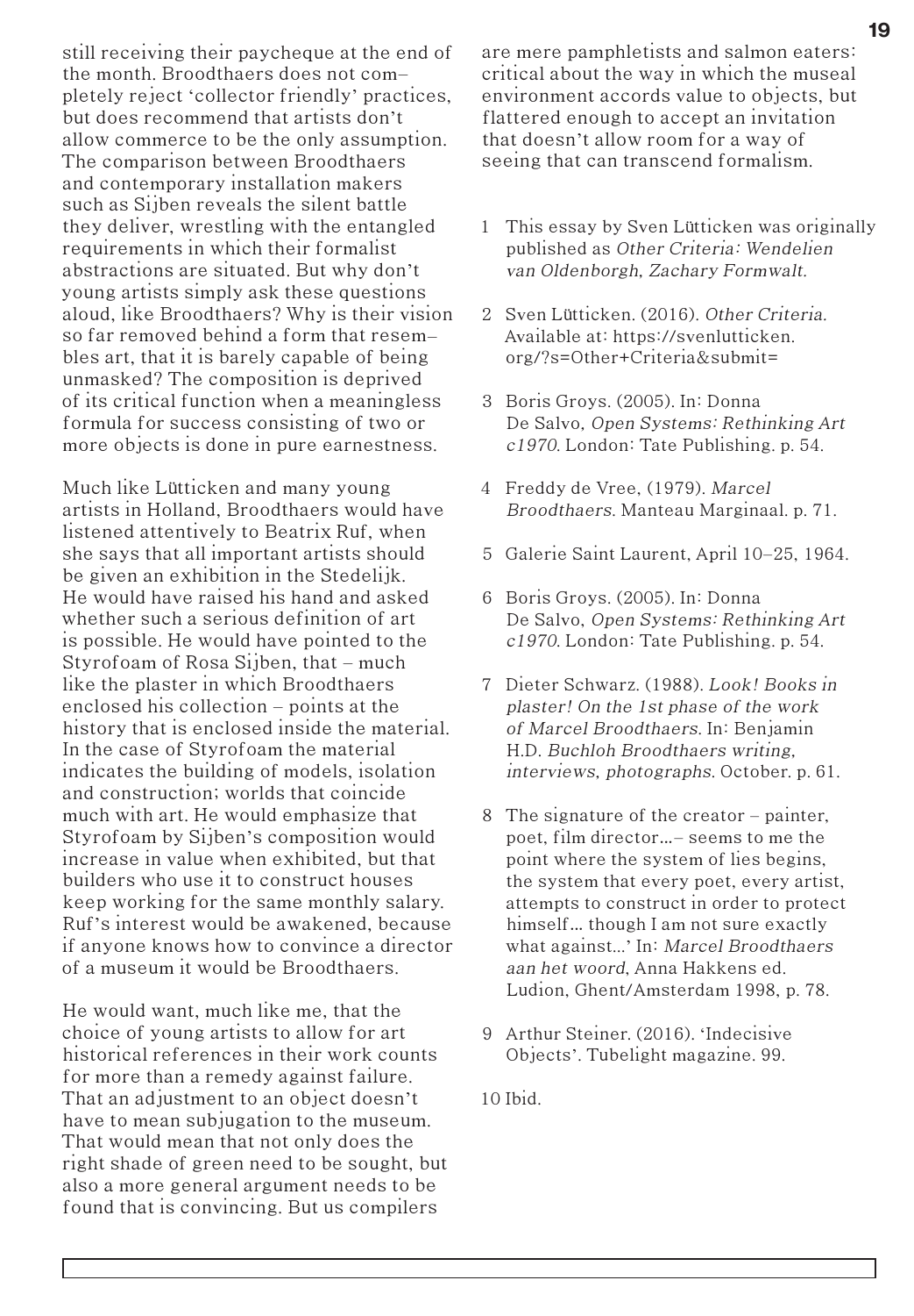still receiving their paycheque at the end of the month. Broodthaers does not completely reject 'collector friendly' practices, but does recommend that artists don't allow commerce to be the only assumption. The comparison between Broodthaers and contemporary installation makers such as Sijben reveals the silent battle they deliver, wrestling with the entangled requirements in which their formalist abstractions are situated. But why don't young artists simply ask these questions aloud, like Broodthaers? Why is their vision so far removed behind a form that resembles art, that it is barely capable of being unmasked? The composition is deprived of its critical function when a meaningless formula for success consisting of two or more objects is done in pure earnestness.

Much like Lütticken and many young artists in Holland, Broodthaers would have listened attentively to Beatrix Ruf, when she says that all important artists should be given an exhibition in the Stedelijk. He would have raised his hand and asked whether such a serious definition of art is possible. He would have pointed to the Styrofoam of Rosa Sijben, that – much like the plaster in which Broodthaers enclosed his collection – points at the history that is enclosed inside the material. In the case of Styrofoam the material indicates the building of models, isolation and construction; worlds that coincide much with art. He would emphasize that Styrofoam by Sijben's composition would increase in value when exhibited, but that builders who use it to construct houses keep working for the same monthly salary. Ruf's interest would be awakened, because if anyone knows how to convince a director of a museum it would be Broodthaers.

He would want, much like me, that the choice of young artists to allow for art historical references in their work counts for more than a remedy against failure. That an adjustment to an object doesn't have to mean subjugation to the museum. That would mean that not only does the right shade of green need to be sought, but also a more general argument needs to be found that is convincing. But us compilers are mere pamphletists and salmon eaters: critical about the way in which the museal environment accords value to objects, but flattered enough to accept an invitation that doesn't allow room for a way of seeing that can transcend formalism.

1 This essay by Sven Lütticken was originally published as *Other Criteria: Wendelien van Oldenborgh, Zachary Formwalt.*

2 Sven Lütticken. (2016). *Other Criteria.* Available at: https://svenlutticken.org/?s=Other+Criteria&submit=

3 Boris Groys. (2005). In: Donna De Salvo, *Open Systems: Rethinking Art c1970.* London: Tate Publishing. p. 54.

4 Freddy de Vree, (1979). *Marcel Broodthaers.* Manteau Marginaal. p. 71.

5 Galerie Saint Laurent, April 10–25, 1964.

6 Boris Groys. (2005). In: Donna De Salvo, *Open Systems: Rethinking Art c1970.* London: Tate Publishing. p. 54.

7 Dieter Schwarz. (1988). *Look! Books in plaster! On the 1st phase of the work of Marcel Broodthaers.* In: Benjamin H.D. *Buchloh Broodthaers writing, interviews, photographs.* October. p. 61.

8 The signature of the creator – painter, poet, film director...– seems to me the point where the system of lies begins, the system that every poet, every artist, attempts to construct in order to protect himself... though I am not sure exactly what against...' In: *Marcel Broodthaers aan het woord*, Anna Hakkens ed. Ludion, Ghent/Amsterdam 1998, p. 78.

9 Arthur Steiner. (2016). 'Indecisive Objects'. Tubelight magazine. 99.

10 Ibid.